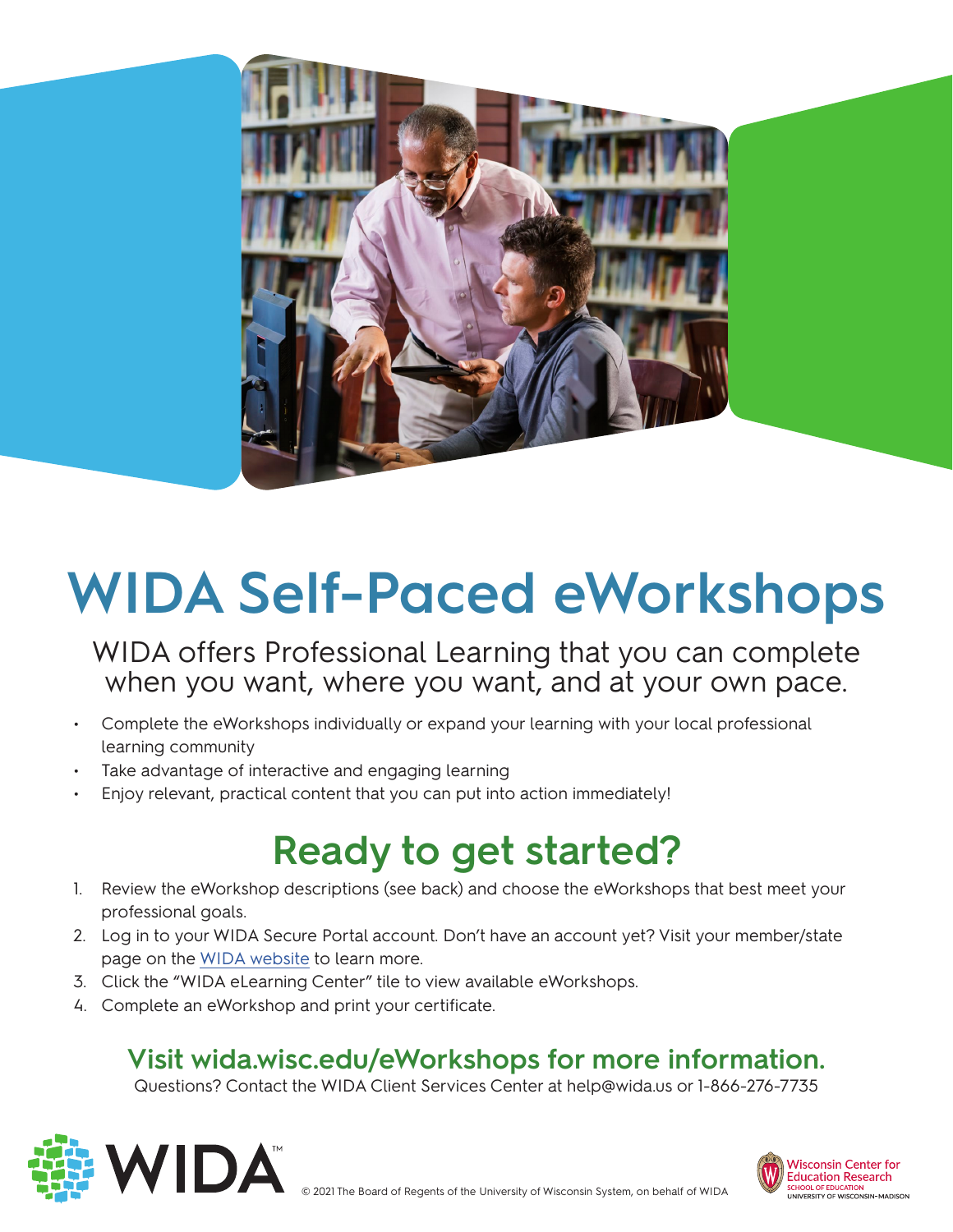# WIDA Self-Paced eWorkshops

WIDA offers Professional Learning that you can complete when you want, where you want, and at your own pace.

- Complete the eWorkshops individually or expand your learning with your local professional learning community
- Take advantage of interactive and engaging learning
- Enjoy relevant, practical content that you can put into action immediately!

## Ready to get started?

1. Review the eWorkshop descriptions (see back) and choose the eWorkshops that best meet your professional goals.
2. Log in to your WIDA Secure Portal account. Don't have an account yet? Visit your member/state page on the WIDA website to learn more.
3. Click the "WIDA eLearning Center" tile to view available eWorkshops.
4. Complete an eWorkshop and print your certificate.

### Visit wida.wisc.edu/eWorkshops for more information.

Questions? Contact the WIDA Client Services Center at help@wida.us or 1-866-276-7735

WIDA™

© 2021 The Board of Regents of the University of Wisconsin System, on behalf of WIDA

Wisconsin Center for Education Research
SCHOOL OF EDUCATION
UNIVERSITY OF WISCONSIN–MADISON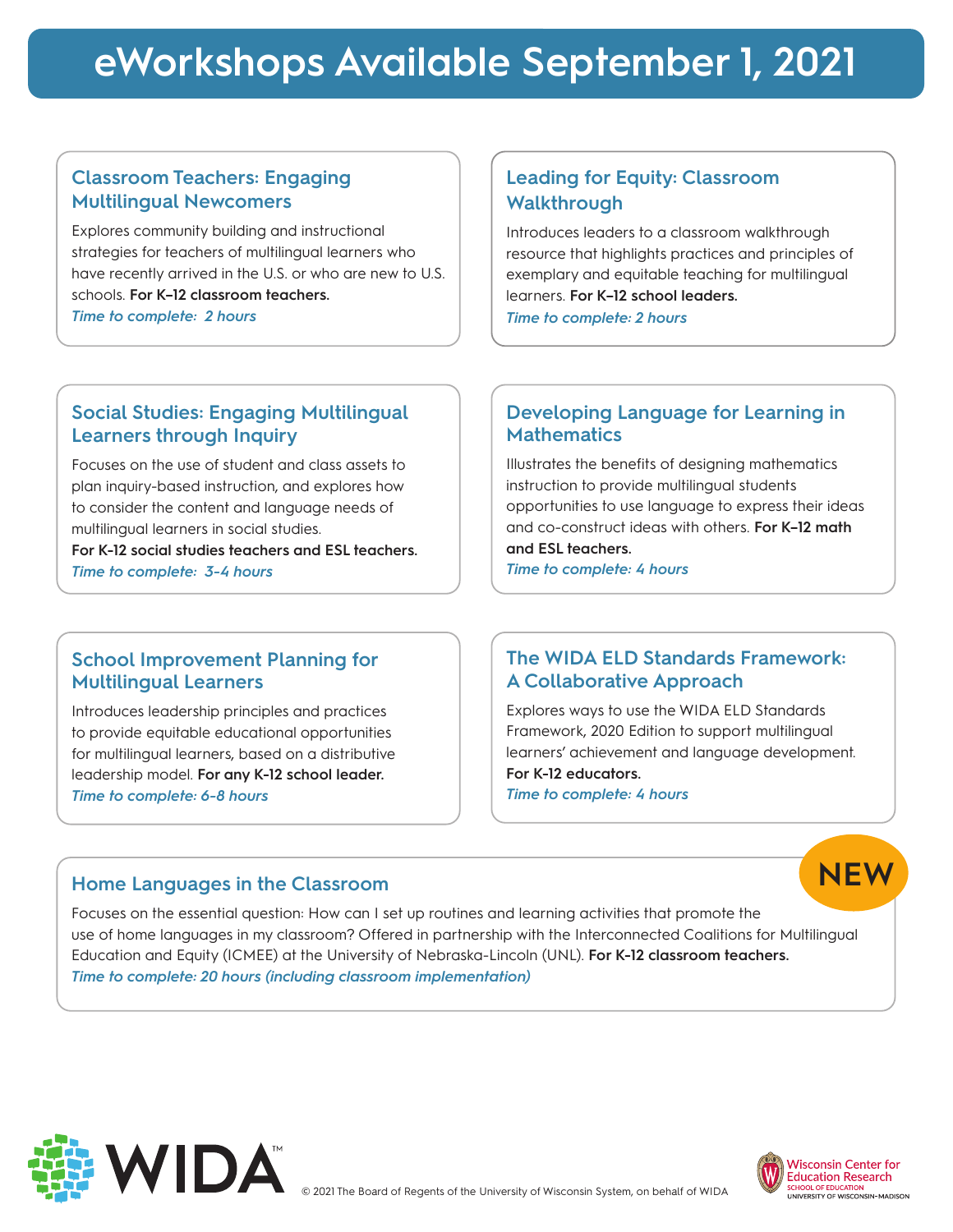# eWorkshops Available September 1, 2021

### Classroom Teachers: Engaging Multilingual Newcomers

Explores community building and instructional strategies for teachers of multilingual learners who have recently arrived in the U.S. or who are new to U.S. schools. **For K–12 classroom teachers.**

*Time to complete: 2 hours*

### Leading for Equity: Classroom Walkthrough

Introduces leaders to a classroom walkthrough resource that highlights practices and principles of exemplary and equitable teaching for multilingual learners. **For K–12 school leaders.**

*Time to complete: 2 hours*

### Social Studies: Engaging Multilingual Learners through Inquiry

Focuses on the use of student and class assets to plan inquiry-based instruction, and explores how to consider the content and language needs of multilingual learners in social studies.

**For K-12 social studies teachers and ESL teachers.**

*Time to complete: 3-4 hours*

### Developing Language for Learning in Mathematics

Illustrates the benefits of designing mathematics instruction to provide multilingual students opportunities to use language to express their ideas and co-construct ideas with others. **For K–12 math and ESL teachers.**

*Time to complete: 4 hours*

### School Improvement Planning for Multilingual Learners

Introduces leadership principles and practices to provide equitable educational opportunities for multilingual learners, based on a distributive leadership model. **For any K-12 school leader.**

*Time to complete: 6-8 hours*

### The WIDA ELD Standards Framework: A Collaborative Approach

Explores ways to use the WIDA ELD Standards Framework, 2020 Edition to support multilingual learners' achievement and language development. **For K-12 educators.**

*Time to complete: 4 hours*

### Home Languages in the Classroom

NEW

Focuses on the essential question: How can I set up routines and learning activities that promote the use of home languages in my classroom? Offered in partnership with the Interconnected Coalitions for Multilingual Education and Equity (ICMEE) at the University of Nebraska-Lincoln (UNL). **For K-12 classroom teachers.**

*Time to complete: 20 hours (including classroom implementation)*

WIDA™

© 2021 The Board of Regents of the University of Wisconsin System, on behalf of WIDA

Wisconsin Center for Education Research
SCHOOL OF EDUCATION
UNIVERSITY OF WISCONSIN-MADISON